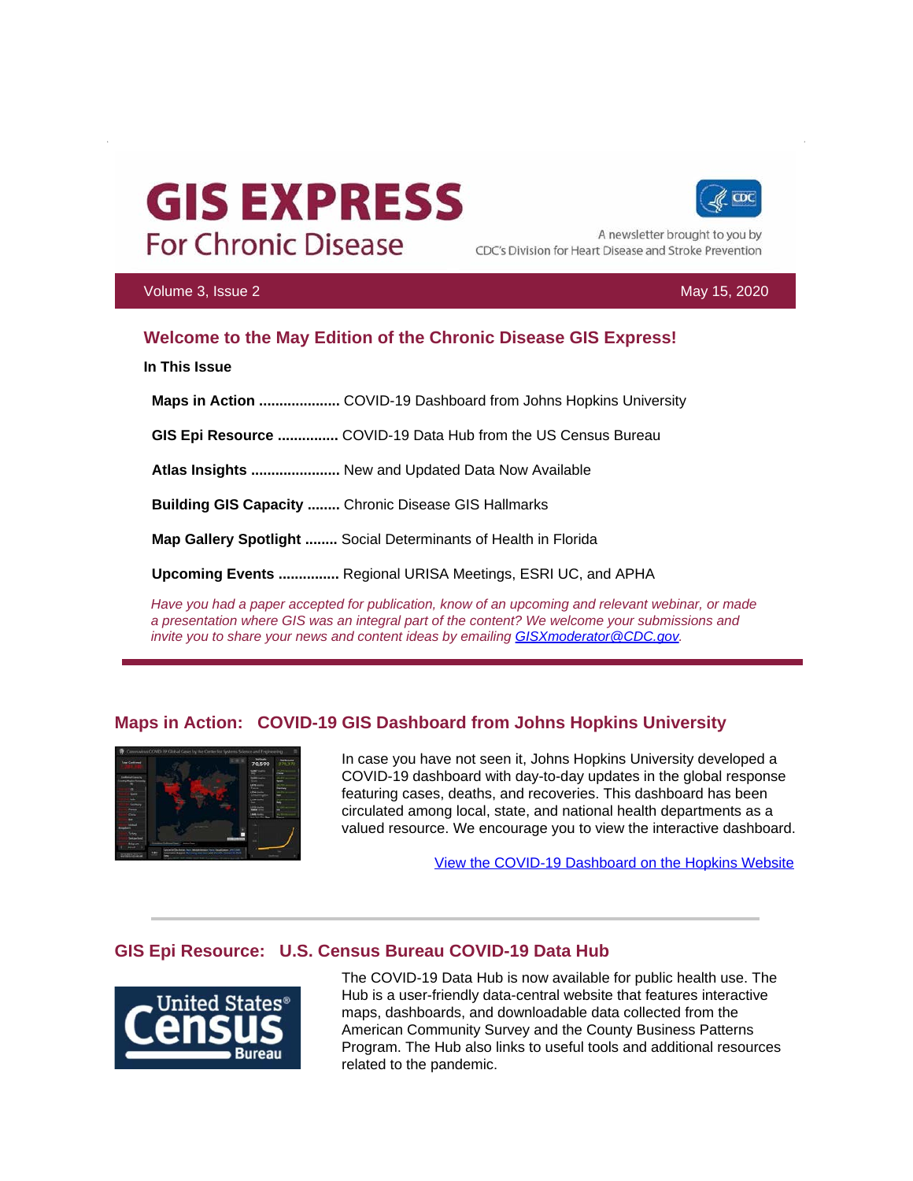# GIS EXPRESS

## For Chronic Disease

A newsletter brought to you by CDC's Division for Heart Disease and Stroke Prevention

Volume 3, Issue 2 May 15, 2020

## Welcome to the May Edition of the Chronic Disease GIS Express!

**In This Issue**

**Maps in Action ....................** COVID-19 Dashboard from Johns Hopkins University

**GIS Epi Resource ...............** COVID-19 Data Hub from the US Census Bureau

**Atlas Insights ......................** New and Updated Data Now Available

**Building GIS Capacity ........** Chronic Disease GIS Hallmarks

**Map Gallery Spotlight ........** Social Determinants of Health in Florida

**Upcoming Events ...............** Regional URISA Meetings, ESRI UC, and APHA

*Have you had a paper accepted for publication, know of an upcoming and relevant webinar, or made a presentation where GIS was an integral part of the content? We welcome your submissions and invite you to share your news and content ideas by emailing [GISXmoderator@CDC.gov](mailto:GISXmoderator@CDC.gov).*

---

## Maps in Action: COVID-19 GIS Dashboard from Johns Hopkins University

In case you have not seen it, Johns Hopkins University developed a COVID-19 dashboard with day-to-day updates in the global response featuring cases, deaths, and recoveries. This dashboard has been circulated among local, state, and national health departments as a valued resource. We encourage you to view the interactive dashboard.

[View the COVID-19 Dashboard on the Hopkins Website]()

---

## GIS Epi Resource: U.S. Census Bureau COVID-19 Data Hub

The COVID-19 Data Hub is now available for public health use. The Hub is a user-friendly data-central website that features interactive maps, dashboards, and downloadable data collected from the American Community Survey and the County Business Patterns Program. The Hub also links to useful tools and additional resources related to the pandemic.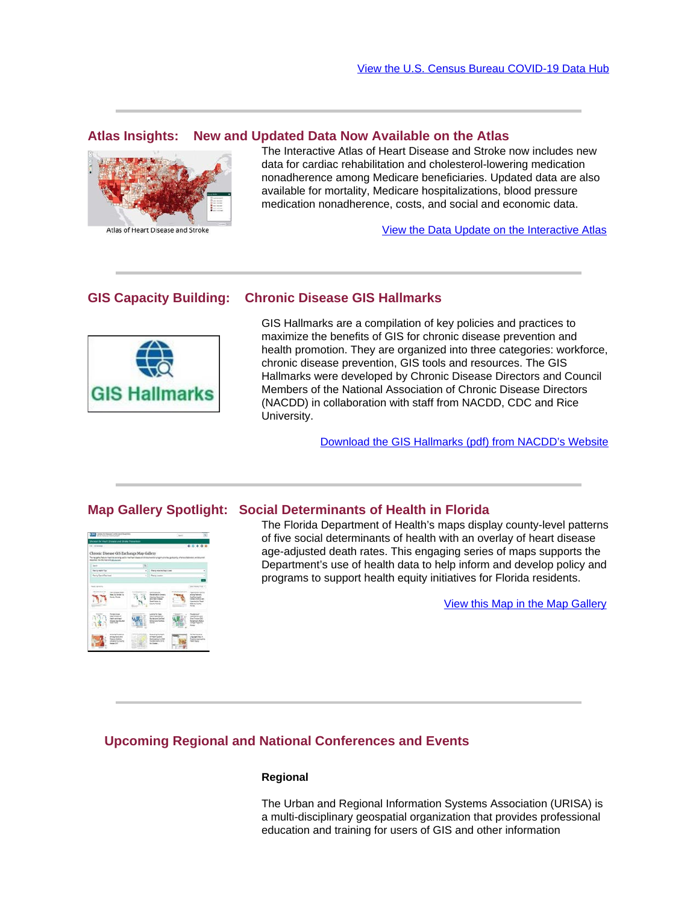View the U.S. Census Bureau COVID-19 Data Hub

---

## Atlas Insights: New and Updated Data Now Available on the Atlas

Atlas of Heart Disease and Stroke

The Interactive Atlas of Heart Disease and Stroke now includes new data for cardiac rehabilitation and cholesterol-lowering medication nonadherence among Medicare beneficiaries. Updated data are also available for mortality, Medicare hospitalizations, blood pressure medication nonadherence, costs, and social and economic data.

View the Data Update on the Interactive Atlas

---

## GIS Capacity Building: Chronic Disease GIS Hallmarks

GIS Hallmarks are a compilation of key policies and practices to maximize the benefits of GIS for chronic disease prevention and health promotion. They are organized into three categories: workforce, chronic disease prevention, GIS tools and resources. The GIS Hallmarks were developed by Chronic Disease Directors and Council Members of the National Association of Chronic Disease Directors (NACDD) in collaboration with staff from NACDD, CDC and Rice University.

Download the GIS Hallmarks (pdf) from NACDD's Website

---

## Map Gallery Spotlight: Social Determinants of Health in Florida

The Florida Department of Health's maps display county-level patterns of five social determinants of health with an overlay of heart disease age-adjusted death rates. This engaging series of maps supports the Department's use of health data to help inform and develop policy and programs to support health equity initiatives for Florida residents.

View this Map in the Map Gallery

---

## Upcoming Regional and National Conferences and Events

**Regional**

The Urban and Regional Information Systems Association (URISA) is a multi-disciplinary geospatial organization that provides professional education and training for users of GIS and other information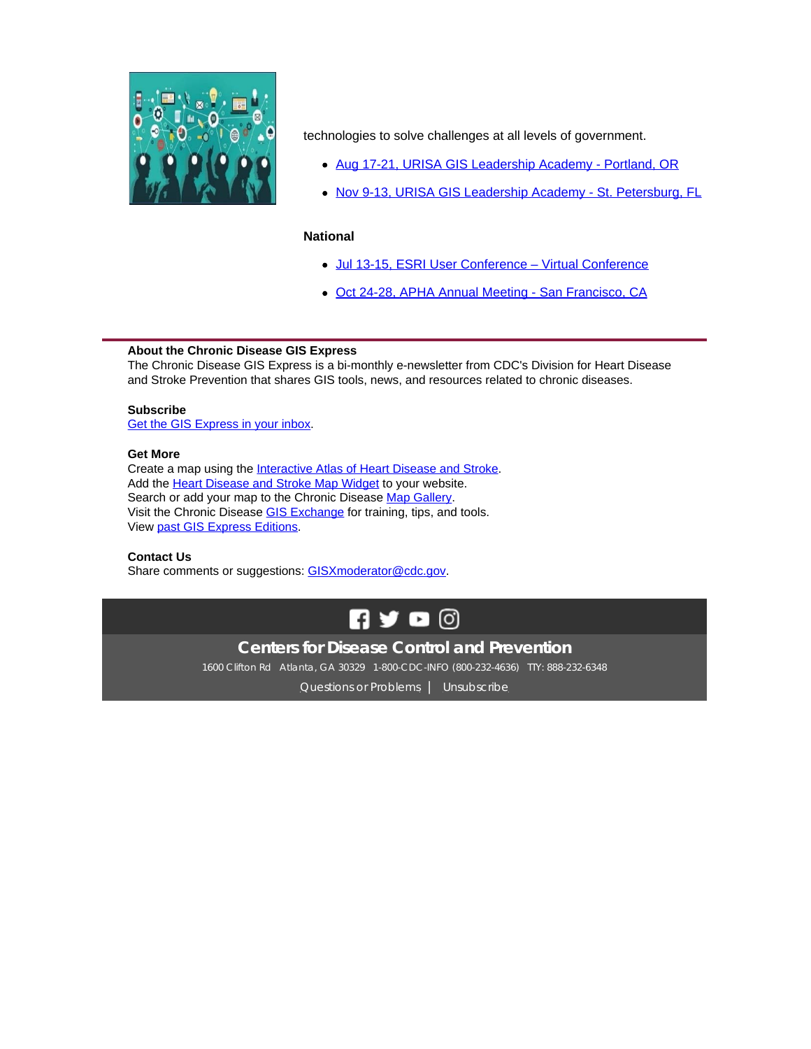technologies to solve challenges at all levels of government.

- Aug 17-21, URISA GIS Leadership Academy - Portland, OR
- Nov 9-13, URISA GIS Leadership Academy - St. Petersburg, FL

**National**

- Jul 13-15, ESRI User Conference – Virtual Conference
- Oct 24-28, APHA Annual Meeting - San Francisco, CA

---

**About the Chronic Disease GIS Express**
The Chronic Disease GIS Express is a bi-monthly e-newsletter from CDC's Division for Heart Disease and Stroke Prevention that shares GIS tools, news, and resources related to chronic diseases.

**Subscribe**
Get the GIS Express in your inbox.

**Get More**
Create a map using the Interactive Atlas of Heart Disease and Stroke.
Add the Heart Disease and Stroke Map Widget to your website.
Search or add your map to the Chronic Disease Map Gallery.
Visit the Chronic Disease GIS Exchange for training, tips, and tools.
View past GIS Express Editions.

**Contact Us**
Share comments or suggestions: GISXmoderator@cdc.gov.

**Centers for Disease Control and Prevention**
1600 Clifton Rd Atlanta, GA 30329 1-800-CDC-INFO (800-232-4636) TTY: 888-232-6348
Questions or Problems | Unsubscribe